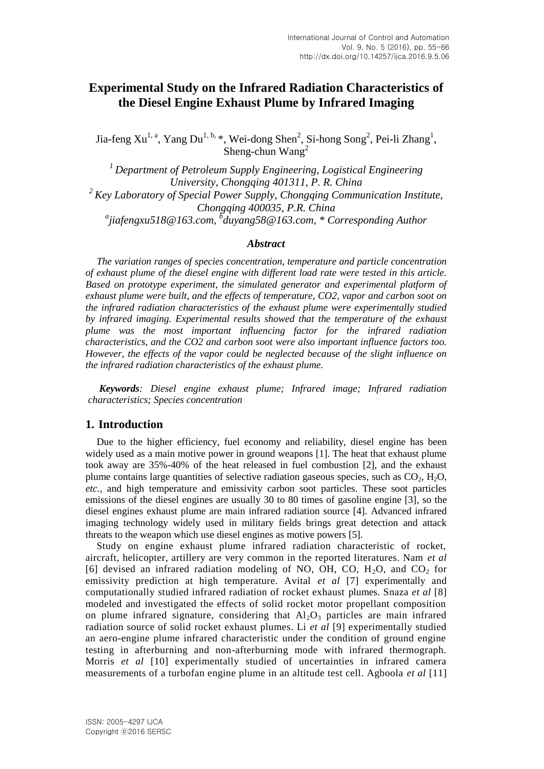# Experimental Study on the Infrared Radiation Characteristics of the Diesel Engine Exhaust Plume by Infrared Imaging

Jia-feng Xu[1, a], Yang Du[1, b, *], Wei-dong Shen[2], Si-hong Song[2], Pei-li Zhang[1], Sheng-chun Wang[2]

*[1] Department of Petroleum Supply Engineering, Logistical Engineering University, Chongqing 401311, P. R. China*
*[2] Key Laboratory of Special Power Supply, Chongqing Communication Institute, Chongqing 400035, P.R. China*
*[a]jiafengxu518@163.com, [b]duyang58@163.com, * Corresponding Author*

### *Abstract*

*The variation ranges of species concentration, temperature and particle concentration of exhaust plume of the diesel engine with different load rate were tested in this article. Based on prototype experiment, the simulated generator and experimental platform of exhaust plume were built, and the effects of temperature, CO2, vapor and carbon soot on the infrared radiation characteristics of the exhaust plume were experimentally studied by infrared imaging. Experimental results showed that the temperature of the exhaust plume was the most important influencing factor for the infrared radiation characteristics, and the CO2 and carbon soot were also important influence factors too. However, the effects of the vapor could be neglected because of the slight influence on the infrared radiation characteristics of the exhaust plume.*

***Keywords**: Diesel engine exhaust plume; Infrared image; Infrared radiation characteristics; Species concentration*

## 1. Introduction

Due to the higher efficiency, fuel economy and reliability, diesel engine has been widely used as a main motive power in ground weapons [1]. The heat that exhaust plume took away are 35%-40% of the heat released in fuel combustion [2], and the exhaust plume contains large quantities of selective radiation gaseous species, such as $CO_2$, $H_2O$, *etc.*, and high temperature and emissivity carbon soot particles. These soot particles emissions of the diesel engines are usually 30 to 80 times of gasoline engine [3], so the diesel engines exhaust plume are main infrared radiation source [4]. Advanced infrared imaging technology widely used in military fields brings great detection and attack threats to the weapon which use diesel engines as motive powers [5].

Study on engine exhaust plume infrared radiation characteristic of rocket, aircraft, helicopter, artillery are very common in the reported literatures. Nam *et al* [6] devised an infrared radiation modeling of NO, OH, CO, $H_2O$, and $CO_2$ for emissivity prediction at high temperature. Avital *et al* [7] experimentally and computationally studied infrared radiation of rocket exhaust plumes. Snaza *et al* [8] modeled and investigated the effects of solid rocket motor propellant composition on plume infrared signature, considering that $Al_2O_3$ particles are main infrared radiation source of solid rocket exhaust plumes. Li *et al* [9] experimentally studied an aero-engine plume infrared characteristic under the condition of ground engine testing in afterburning and non-afterburning mode with infrared thermograph. Morris *et al* [10] experimentally studied of uncertainties in infrared camera measurements of a turbofan engine plume in an altitude test cell. Agboola *et al* [11]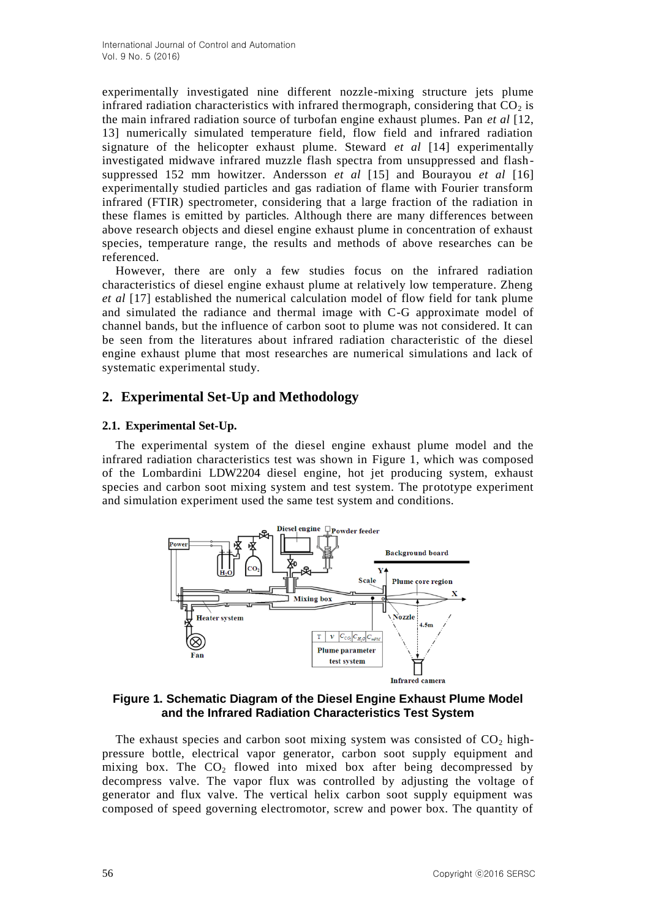experimentally investigated nine different nozzle-mixing structure jets plume infrared radiation characteristics with infrared thermograph, considering that $CO_2$ is the main infrared radiation source of turbofan engine exhaust plumes. Pan *et al* [12, 13] numerically simulated temperature field, flow field and infrared radiation signature of the helicopter exhaust plume. Steward *et al* [14] experimentally investigated midwave infrared muzzle flash spectra from unsuppressed and flash-suppressed 152 mm howitzer. Andersson *et al* [15] and Bourayou *et al* [16] experimentally studied particles and gas radiation of flame with Fourier transform infrared (FTIR) spectrometer, considering that a large fraction of the radiation in these flames is emitted by particles. Although there are many differences between above research objects and diesel engine exhaust plume in concentration of exhaust species, temperature range, the results and methods of above researches can be referenced.

However, there are only a few studies focus on the infrared radiation characteristics of diesel engine exhaust plume at relatively low temperature. Zheng *et al* [17] established the numerical calculation model of flow field for tank plume and simulated the radiance and thermal image with C-G approximate model of channel bands, but the influence of carbon soot to plume was not considered. It can be seen from the literatures about infrared radiation characteristic of the diesel engine exhaust plume that most researches are numerical simulations and lack of systematic experimental study.

## 2. Experimental Set-Up and Methodology

### 2.1. Experimental Set-Up.

The experimental system of the diesel engine exhaust plume model and the infrared radiation characteristics test was shown in Figure 1, which was composed of the Lombardini LDW2204 diesel engine, hot jet producing system, exhaust species and carbon soot mixing system and test system. The prototype experiment and simulation experiment used the same test system and conditions.

**Figure 1. Schematic Diagram of the Diesel Engine Exhaust Plume Model and the Infrared Radiation Characteristics Test System**

The exhaust species and carbon soot mixing system was consisted of $CO_2$ high-pressure bottle, electrical vapor generator, carbon soot supply equipment and mixing box. The $CO_2$ flowed into mixed box after being decompressed by decompress valve. The vapor flux was controlled by adjusting the voltage of generator and flux valve. The vertical helix carbon soot supply equipment was composed of speed governing electromotor, screw and power box. The quantity of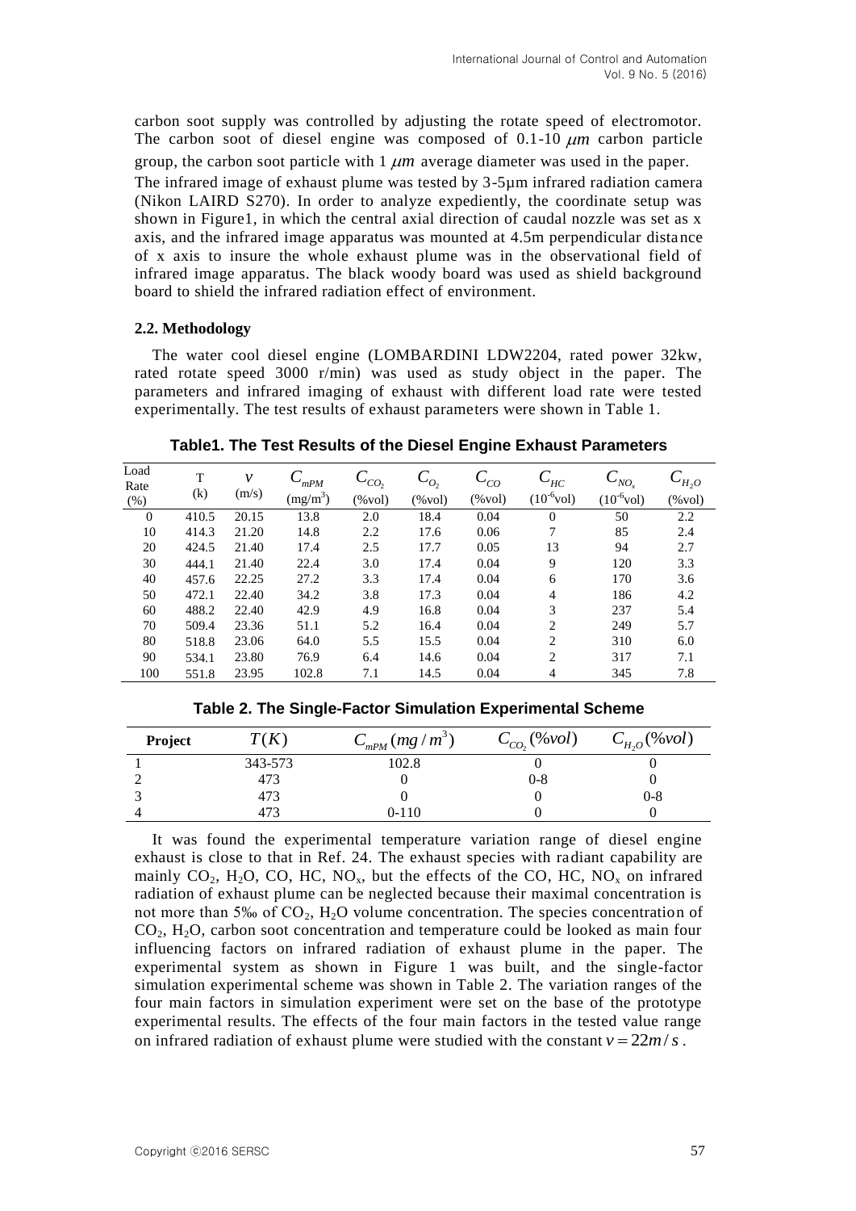carbon soot supply was controlled by adjusting the rotate speed of electromotor. The carbon soot of diesel engine was composed of 0.1-10 $\mu m$ carbon particle group, the carbon soot particle with 1 $\mu m$ average diameter was used in the paper.

The infrared image of exhaust plume was tested by 3-5μm infrared radiation camera (Nikon LAIRD S270). In order to analyze expediently, the coordinate setup was shown in Figure1, in which the central axial direction of caudal nozzle was set as x axis, and the infrared image apparatus was mounted at 4.5m perpendicular distance of x axis to insure the whole exhaust plume was in the observational field of infrared image apparatus. The black woody board was used as shield background board to shield the infrared radiation effect of environment.

### 2.2. Methodology

The water cool diesel engine (LOMBARDINI LDW2204, rated power 32kw, rated rotate speed 3000 r/min) was used as study object in the paper. The parameters and infrared imaging of exhaust with different load rate were tested experimentally. The test results of exhaust parameters were shown in Table 1.

**Table1. The Test Results of the Diesel Engine Exhaust Parameters**

| Load Rate (%) | T (k) | $v$ (m/s) | $C_{mPM}$ (mg/m$^3$) | $C_{CO_2}$ (%vol) | $C_{O_2}$ (%vol) | $C_{CO}$ (%vol) | $C_{HC}$ ($10^{-6}$vol) | $C_{NO_x}$ ($10^{-6}$vol) | $C_{H_2O}$ (%vol) |
|---|---|---|---|---|---|---|---|---|---|
| 0 | 410.5 | 20.15 | 13.8 | 2.0 | 18.4 | 0.04 | 0 | 50 | 2.2 |
| 10 | 414.3 | 21.20 | 14.8 | 2.2 | 17.6 | 0.06 | 7 | 85 | 2.4 |
| 20 | 424.5 | 21.40 | 17.4 | 2.5 | 17.7 | 0.05 | 13 | 94 | 2.7 |
| 30 | 444.1 | 21.40 | 22.4 | 3.0 | 17.4 | 0.04 | 9 | 120 | 3.3 |
| 40 | 457.6 | 22.25 | 27.2 | 3.3 | 17.4 | 0.04 | 6 | 170 | 3.6 |
| 50 | 472.1 | 22.40 | 34.2 | 3.8 | 17.3 | 0.04 | 4 | 186 | 4.2 |
| 60 | 488.2 | 22.40 | 42.9 | 4.9 | 16.8 | 0.04 | 3 | 237 | 5.4 |
| 70 | 509.4 | 23.36 | 51.1 | 5.2 | 16.4 | 0.04 | 2 | 249 | 5.7 |
| 80 | 518.8 | 23.06 | 64.0 | 5.5 | 15.5 | 0.04 | 2 | 310 | 6.0 |
| 90 | 534.1 | 23.80 | 76.9 | 6.4 | 14.6 | 0.04 | 2 | 317 | 7.1 |
| 100 | 551.8 | 23.95 | 102.8 | 7.1 | 14.5 | 0.04 | 4 | 345 | 7.8 |

**Table 2. The Single-Factor Simulation Experimental Scheme**

| Project | $T(K)$ | $C_{mPM}(mg/m^3)$ | $C_{CO_2}(\%vol)$ | $C_{H_2O}(\%vol)$ |
|---|---|---|---|---|
| 1 | 343-573 | 102.8 | 0 | 0 |
| 2 | 473 | 0 | 0-8 | 0 |
| 3 | 473 | 0 | 0 | 0-8 |
| 4 | 473 | 0-110 | 0 | 0 |

It was found the experimental temperature variation range of diesel engine exhaust is close to that in Ref. 24. The exhaust species with radiant capability are mainly $CO_2$, $H_2O$, CO, HC, $NO_x$, but the effects of the CO, HC, $NO_x$ on infrared radiation of exhaust plume can be neglected because their maximal concentration is not more than 5‰ of $CO_2$, $H_2O$ volume concentration. The species concentration of $CO_2$, $H_2O$, carbon soot concentration and temperature could be looked as main four influencing factors on infrared radiation of exhaust plume in the paper. The experimental system as shown in Figure 1 was built, and the single-factor simulation experimental scheme was shown in Table 2. The variation ranges of the four main factors in simulation experiment were set on the base of the prototype experimental results. The effects of the four main factors in the tested value range on infrared radiation of exhaust plume were studied with the constant $v = 22m/s$.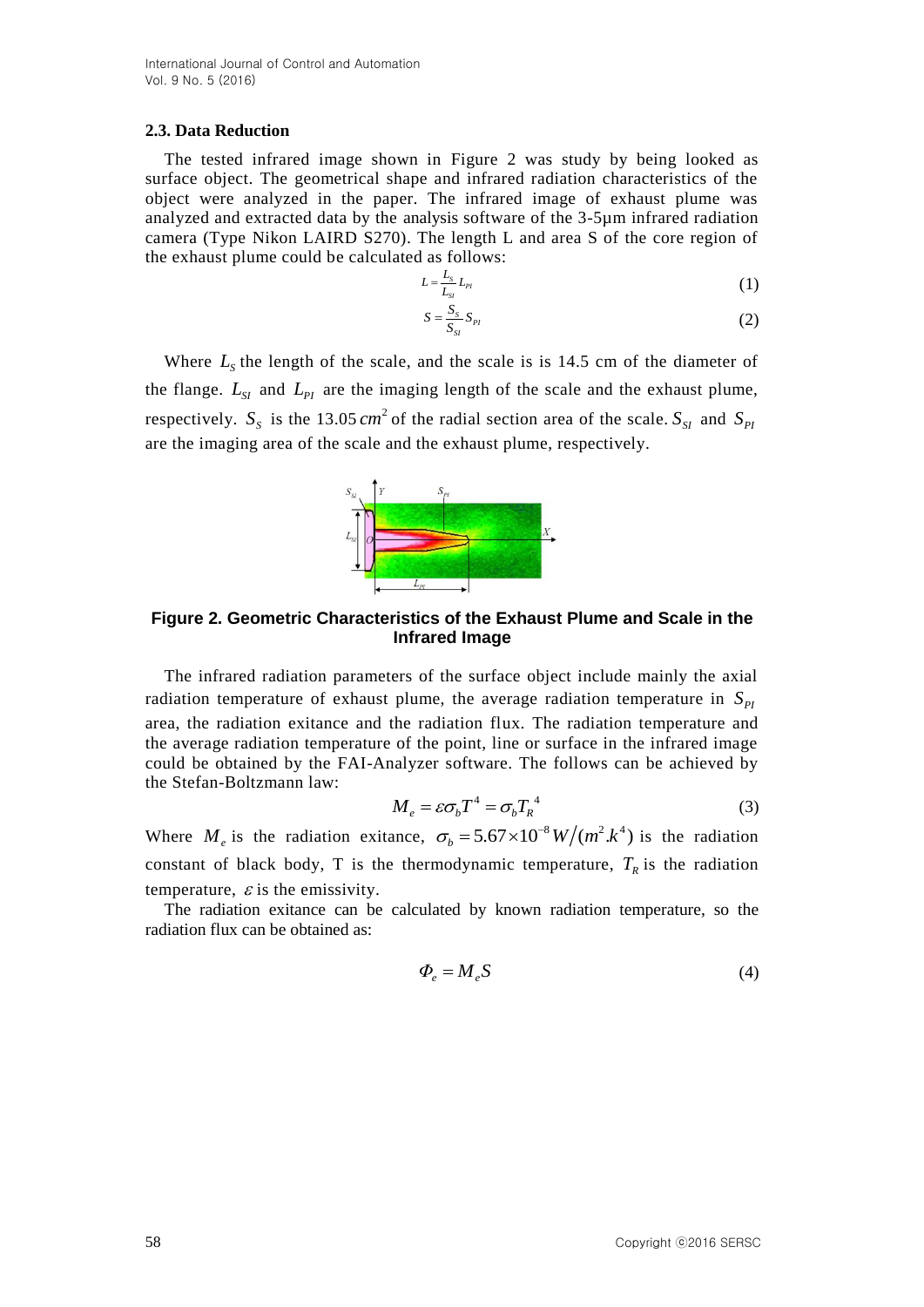### 2.3. Data Reduction

The tested infrared image shown in Figure 2 was study by being looked as surface object. The geometrical shape and infrared radiation characteristics of the object were analyzed in the paper. The infrared image of exhaust plume was analyzed and extracted data by the analysis software of the 3-5μm infrared radiation camera (Type Nikon LAIRD S270). The length L and area S of the core region of the exhaust plume could be calculated as follows:

$$L = \frac{L_S}{L_{SI}} L_{PI} \tag{1}$$

$$S = \frac{S_S}{S_{SI}} S_{PI} \tag{2}$$

Where $L_S$ the length of the scale, and the scale is is 14.5 cm of the diameter of the flange. $L_{SI}$ and $L_{PI}$ are the imaging length of the scale and the exhaust plume, respectively. $S_S$ is the 13.05 $cm^2$ of the radial section area of the scale. $S_{SI}$ and $S_{PI}$ are the imaging area of the scale and the exhaust plume, respectively.

**Figure 2. Geometric Characteristics of the Exhaust Plume and Scale in the Infrared Image**

The infrared radiation parameters of the surface object include mainly the axial radiation temperature of exhaust plume, the average radiation temperature in $S_{PI}$ area, the radiation exitance and the radiation flux. The radiation temperature and the average radiation temperature of the point, line or surface in the infrared image could be obtained by the FAI-Analyzer software. The follows can be achieved by the Stefan-Boltzmann law:

$$M_e = \varepsilon \sigma_b T^4 = \sigma_b {T_R}^4 \tag{3}$$

Where $M_e$ is the radiation exitance, $\sigma_b = 5.67 \times 10^{-8} W/(m^2.k^4)$ is the radiation constant of black body, T is the thermodynamic temperature, $T_R$ is the radiation temperature, $\varepsilon$ is the emissivity.

The radiation exitance can be calculated by known radiation temperature, so the radiation flux can be obtained as:

$$\Phi_e = M_e S \tag{4}$$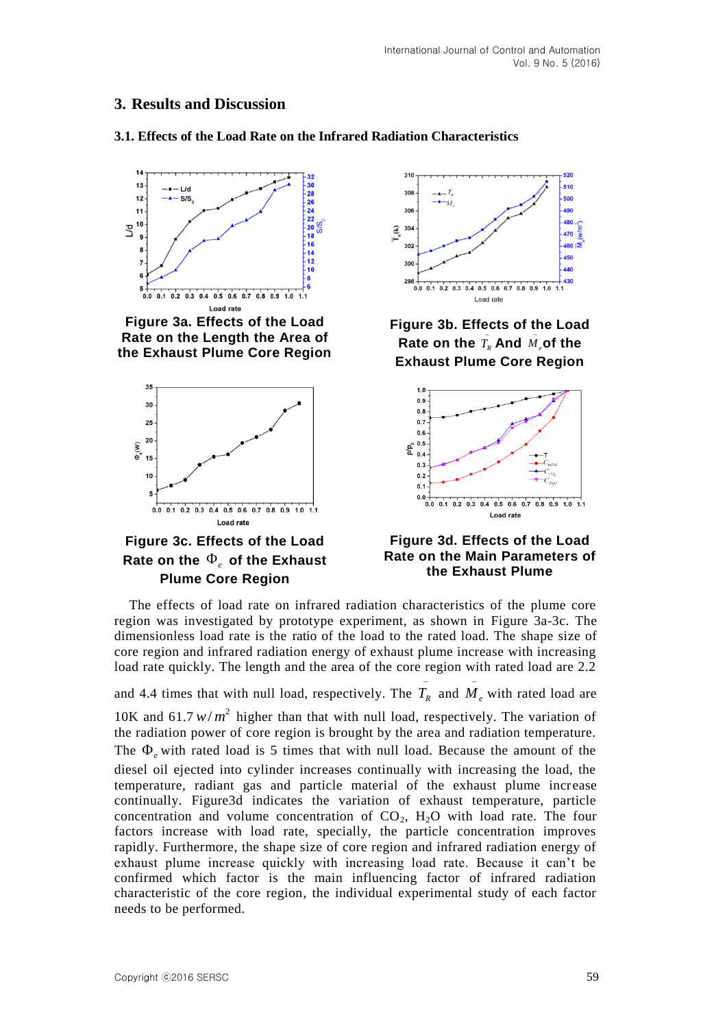## 3. Results and Discussion

### 3.1. Effects of the Load Rate on the Infrared Radiation Characteristics

**Figure 3a. Effects of the Load Rate on the Length the Area of the Exhaust Plume Core Region**

**Figure 3b. Effects of the Load Rate on the $\bar{T}_R$ And $\bar{M}_e$ of the Exhaust Plume Core Region**

**Figure 3c. Effects of the Load Rate on the $\Phi_e$ of the Exhaust Plume Core Region**

**Figure 3d. Effects of the Load Rate on the Main Parameters of the Exhaust Plume**

The effects of load rate on infrared radiation characteristics of the plume core region was investigated by prototype experiment, as shown in Figure 3a-3c. The dimensionless load rate is the ratio of the load to the rated load. The shape size of core region and infrared radiation energy of exhaust plume increase with increasing load rate quickly. The length and the area of the core region with rated load are 2.2 and 4.4 times that with null load, respectively. The $\bar{T}_R$ and $\bar{M}_e$ with rated load are 10K and 61.7 $w/m^2$ higher than that with null load, respectively. The variation of the radiation power of core region is brought by the area and radiation temperature. The $\Phi_e$ with rated load is 5 times that with null load. Because the amount of the diesel oil ejected into cylinder increases continually with increasing the load, the temperature, radiant gas and particle material of the exhaust plume increase continually. Figure3d indicates the variation of exhaust temperature, particle concentration and volume concentration of $CO_2$, $H_2O$ with load rate. The four factors increase with load rate, specially, the particle concentration improves rapidly. Furthermore, the shape size of core region and infrared radiation energy of exhaust plume increase quickly with increasing load rate. Because it can't be confirmed which factor is the main influencing factor of infrared radiation characteristic of the core region, the individual experimental study of each factor needs to be performed.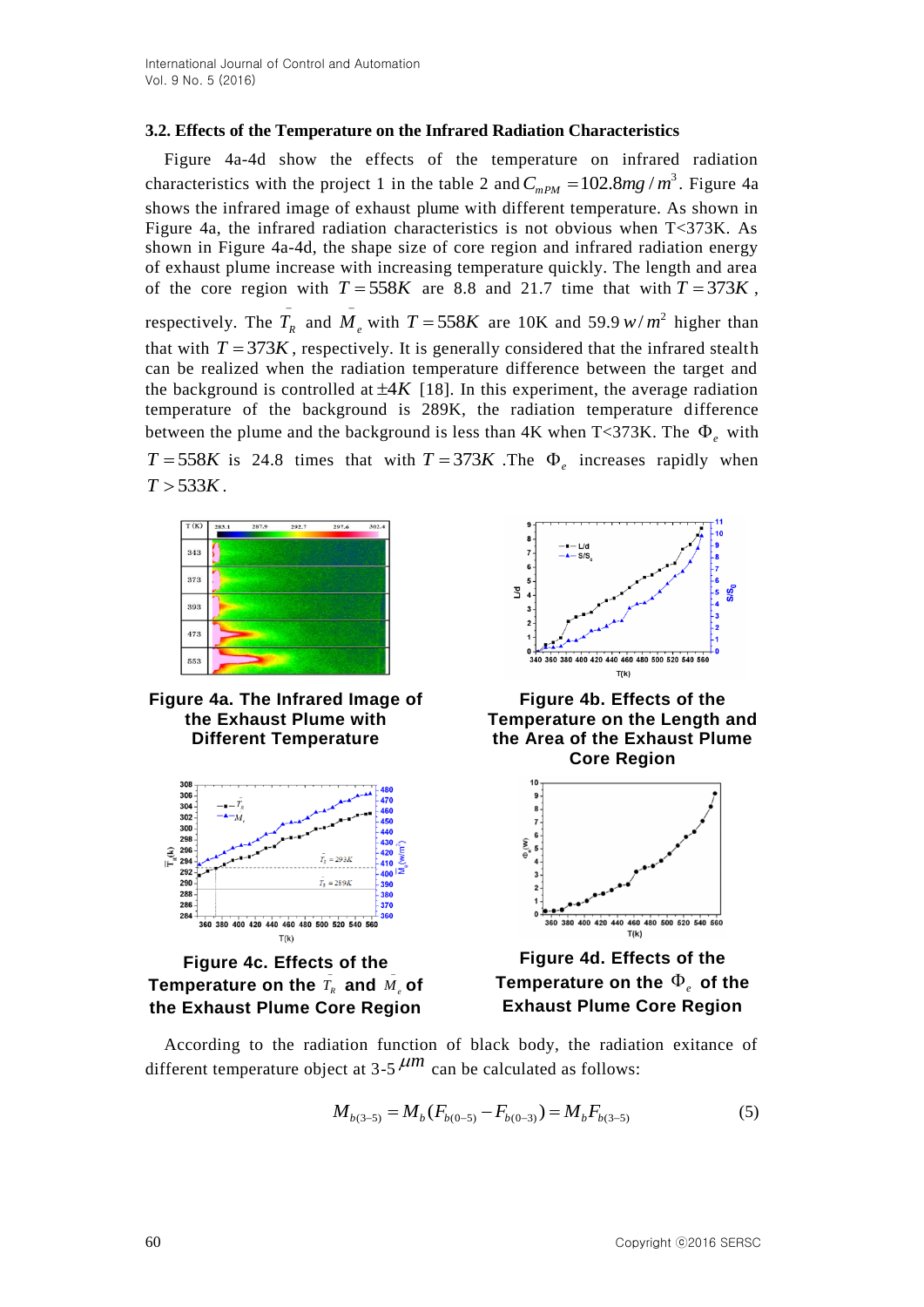### 3.2. Effects of the Temperature on the Infrared Radiation Characteristics

Figure 4a-4d show the effects of the temperature on infrared radiation characteristics with the project 1 in the table 2 and $C_{mPM} = 102.8mg/m^3$. Figure 4a shows the infrared image of exhaust plume with different temperature. As shown in Figure 4a, the infrared radiation characteristics is not obvious when T<373K. As shown in Figure 4a-4d, the shape size of core region and infrared radiation energy of exhaust plume increase with increasing temperature quickly. The length and area of the core region with $T = 558K$ are 8.8 and 21.7 time that with $T = 373K$, respectively. The $\bar{T}_R$ and $\bar{M}_e$ with $T = 558K$ are 10K and 59.9 $w/m^2$ higher than that with $T = 373K$, respectively. It is generally considered that the infrared stealth can be realized when the radiation temperature difference between the target and the background is controlled at $\pm 4K$ [18]. In this experiment, the average radiation temperature of the background is 289K, the radiation temperature difference between the plume and the background is less than 4K when T<373K. The $\Phi_e$ with $T = 558K$ is 24.8 times that with $T = 373K$ .The $\Phi_e$ increases rapidly when $T > 533K$.

**Figure 4a. The Infrared Image of the Exhaust Plume with Different Temperature**

**Figure 4b. Effects of the Temperature on the Length and the Area of the Exhaust Plume Core Region**

**Figure 4c. Effects of the Temperature on the $\bar{T}_R$ and $\bar{M}_e$ of the Exhaust Plume Core Region**

**Figure 4d. Effects of the Temperature on the $\Phi_e$ of the Exhaust Plume Core Region**

According to the radiation function of black body, the radiation exitance of different temperature object at 3-5 $\mu m$ can be calculated as follows:

$$M_{b(3-5)} = M_b(F_{b(0-5)} - F_{b(0-3)}) = M_b F_{b(3-5)} \tag{5}$$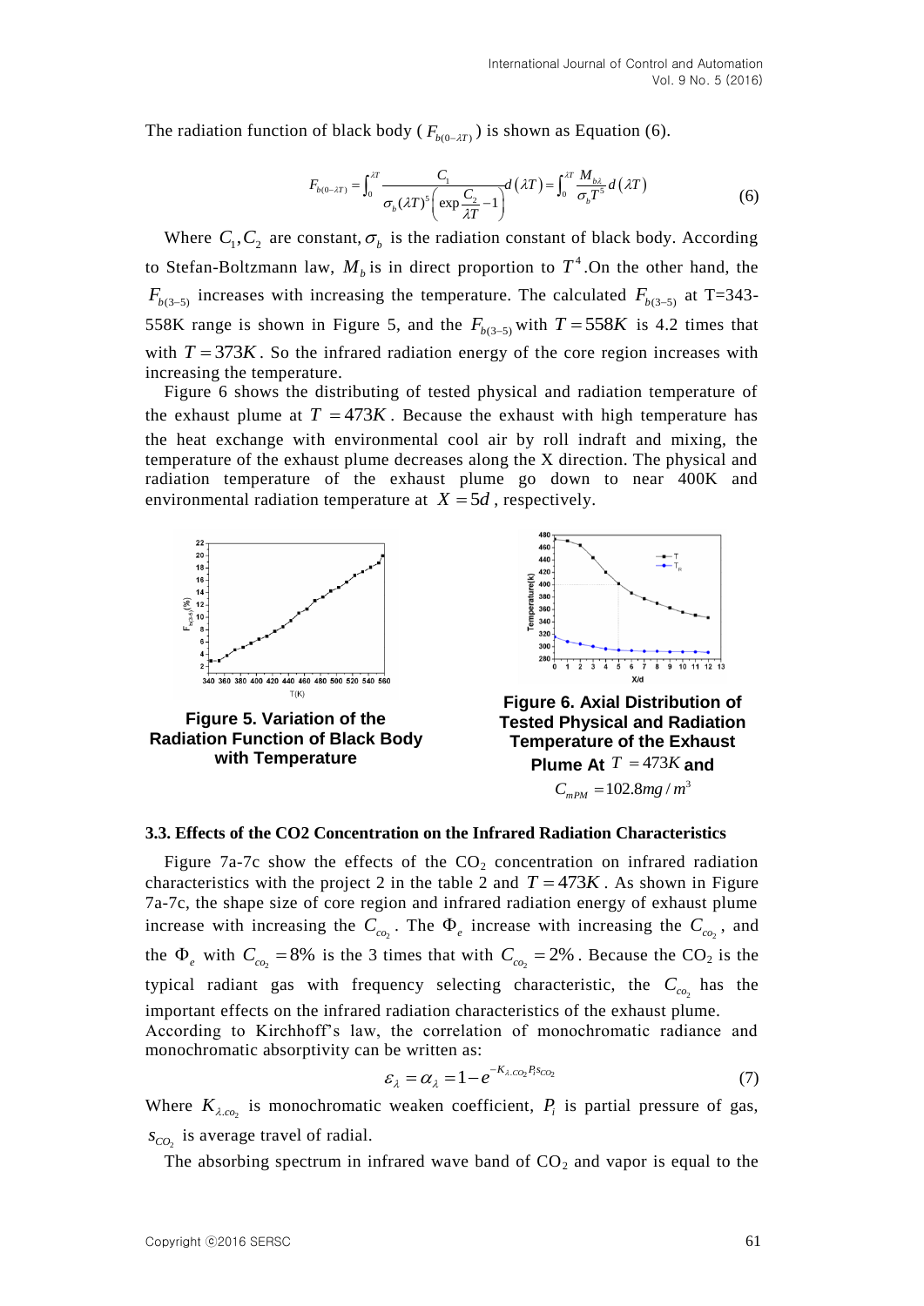The radiation function of black body ( $F_{b(0-\lambda T)}$ ) is shown as Equation (6).

$$F_{b(0-\lambda T)} = \int_0^{\lambda T} \frac{C_1}{\sigma_b (\lambda T)^5 \left( \exp \frac{C_2}{\lambda T} - 1 \right)} d(\lambda T) = \int_0^{\lambda T} \frac{M_{b\lambda}}{\sigma_b T^5} d(\lambda T) \tag{6}$$

Where $C_1, C_2$ are constant, $\sigma_b$ is the radiation constant of black body. According to Stefan-Boltzmann law, $M_b$ is in direct proportion to $T^4$.On the other hand, the $F_{b(3-5)}$ increases with increasing the temperature. The calculated $F_{b(3-5)}$ at T=343-558K range is shown in Figure 5, and the $F_{b(3-5)}$ with $T = 558K$ is 4.2 times that with $T = 373K$. So the infrared radiation energy of the core region increases with increasing the temperature.

Figure 6 shows the distributing of tested physical and radiation temperature of the exhaust plume at $T = 473K$. Because the exhaust with high temperature has the heat exchange with environmental cool air by roll indraft and mixing, the temperature of the exhaust plume decreases along the X direction. The physical and radiation temperature of the exhaust plume go down to near 400K and environmental radiation temperature at $X = 5d$, respectively.

**Figure 5. Variation of the Radiation Function of Black Body with Temperature**

**Figure 6. Axial Distribution of Tested Physical and Radiation Temperature of the Exhaust Plume At $T = 473K$ and $C_{mPM} = 102.8mg/m^3$**

### 3.3. Effects of the CO2 Concentration on the Infrared Radiation Characteristics

Figure 7a-7c show the effects of the $CO_2$ concentration on infrared radiation characteristics with the project 2 in the table 2 and $T = 473K$. As shown in Figure 7a-7c, the shape size of core region and infrared radiation energy of exhaust plume increase with increasing the $C_{co_2}$. The $\Phi_e$ increase with increasing the $C_{co_2}$, and the $\Phi_e$ with $C_{co_2} = 8\%$ is the 3 times that with $C_{co_2} = 2\%$. Because the $CO_2$ is the typical radiant gas with frequency selecting characteristic, the $C_{co_2}$ has the important effects on the infrared radiation characteristics of the exhaust plume.

According to Kirchhoff's law, the correlation of monochromatic radiance and monochromatic absorptivity can be written as:

$$\varepsilon_\lambda = \alpha_\lambda = 1 - e^{-K_{\lambda.CO_2} P_i s_{CO_2}} \tag{7}$$

Where $K_{\lambda.co_2}$ is monochromatic weaken coefficient, $P_i$ is partial pressure of gas, $s_{CO_2}$ is average travel of radial.

The absorbing spectrum in infrared wave band of $CO_2$ and vapor is equal to the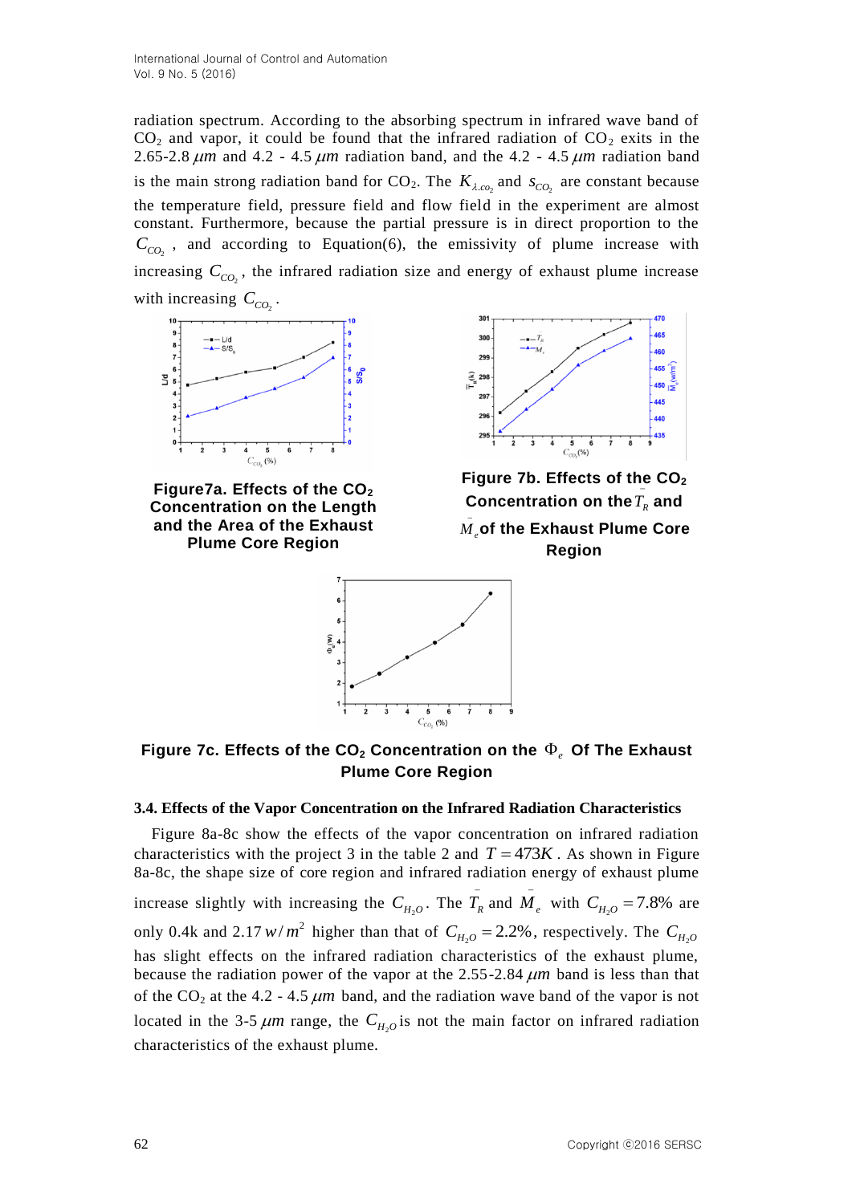radiation spectrum. According to the absorbing spectrum in infrared wave band of $CO_2$ and vapor, it could be found that the infrared radiation of $CO_2$ exits in the 2.65-2.8 $\mu m$ and 4.2 - 4.5 $\mu m$ radiation band, and the 4.2 - 4.5 $\mu m$ radiation band is the main strong radiation band for $CO_2$. The $K_{\lambda.co_2}$ and $s_{CO_2}$ are constant because the temperature field, pressure field and flow field in the experiment are almost constant. Furthermore, because the partial pressure is in direct proportion to the $C_{CO_2}$, and according to Equation(6), the emissivity of plume increase with increasing $C_{CO_2}$, the infrared radiation size and energy of exhaust plume increase with increasing $C_{CO_2}$.

**Figure7a. Effects of the $CO_2$ Concentration on the Length and the Area of the Exhaust Plume Core Region**

**Figure 7b. Effects of the $CO_2$ Concentration on the $\bar{T}_R$ and $\bar{M}_e$ of the Exhaust Plume Core Region**

**Figure 7c. Effects of the $CO_2$ Concentration on the $\Phi_e$ Of The Exhaust Plume Core Region**

### 3.4. Effects of the Vapor Concentration on the Infrared Radiation Characteristics

Figure 8a-8c show the effects of the vapor concentration on infrared radiation characteristics with the project 3 in the table 2 and $T = 473K$. As shown in Figure 8a-8c, the shape size of core region and infrared radiation energy of exhaust plume increase slightly with increasing the $C_{H_2O}$. The $\bar{T}_R$ and $\bar{M}_e$ with $C_{H_2O} = 7.8\%$ are only 0.4k and 2.17 $w/m^2$ higher than that of $C_{H_2O} = 2.2\%$, respectively. The $C_{H_2O}$ has slight effects on the infrared radiation characteristics of the exhaust plume, because the radiation power of the vapor at the 2.55-2.84 $\mu m$ band is less than that of the $CO_2$ at the 4.2 - 4.5 $\mu m$ band, and the radiation wave band of the vapor is not located in the 3-5 $\mu m$ range, the $C_{H_2O}$ is not the main factor on infrared radiation characteristics of the exhaust plume.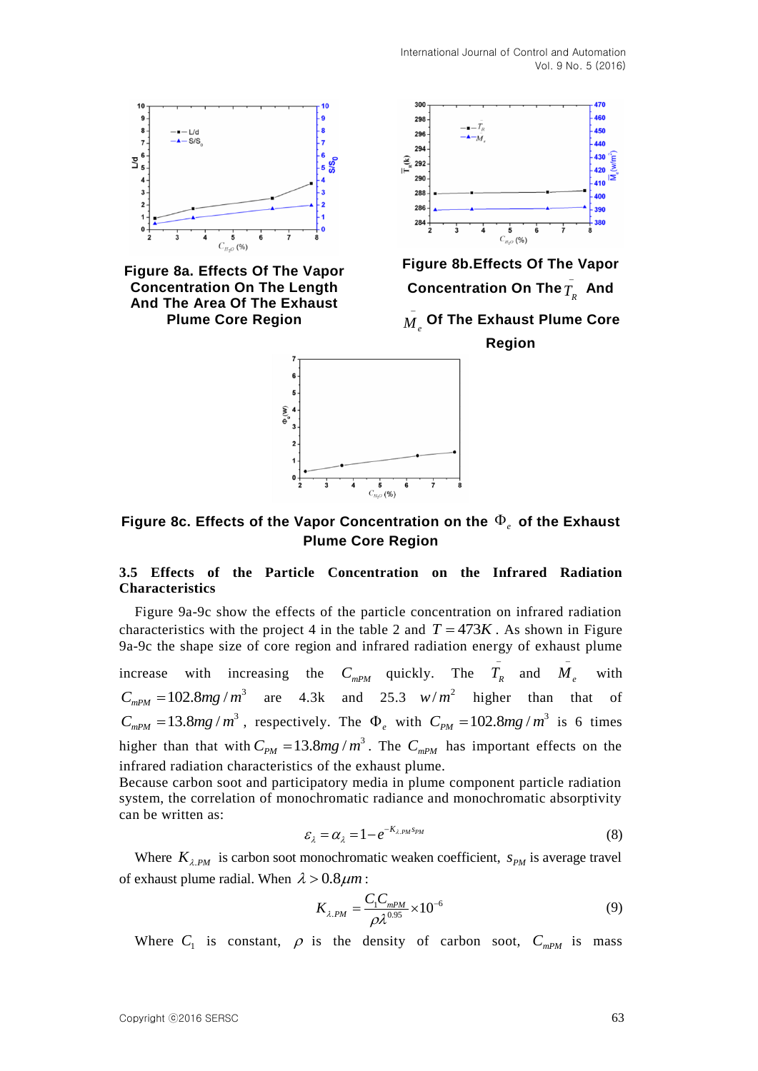Figure 8a. Effects Of The Vapor Concentration On The Length And The Area Of The Exhaust Plume Core Region

Figure 8b.Effects Of The Vapor Concentration On The $\bar{T}_R$ And $\bar{M}_e$ Of The Exhaust Plume Core Region

Figure 8c. Effects of the Vapor Concentration on the $\Phi_e$ of the Exhaust Plume Core Region

### 3.5 Effects of the Particle Concentration on the Infrared Radiation Characteristics

Figure 9a-9c show the effects of the particle concentration on infrared radiation characteristics with the project 4 in the table 2 and $T = 473K$. As shown in Figure 9a-9c the shape size of core region and infrared radiation energy of exhaust plume increase with increasing the $C_{mPM}$ quickly. The $\bar{T}_R$ and $\bar{M}_e$ with $C_{mPM} = 102.8mg/m^3$ are 4.3k and 25.3 $w/m^2$ higher than that of $C_{mPM} = 13.8mg/m^3$, respectively. The $\Phi_e$ with $C_{PM} = 102.8mg/m^3$ is 6 times higher than that with $C_{PM} = 13.8mg/m^3$. The $C_{mPM}$ has important effects on the infrared radiation characteristics of the exhaust plume.

Because carbon soot and participatory media in plume component particle radiation system, the correlation of monochromatic radiance and monochromatic absorptivity can be written as:

$$\varepsilon_\lambda = \alpha_\lambda = 1 - e^{-K_{\lambda.PM} s_{PM}} \tag{8}$$

Where $K_{\lambda.PM}$ is carbon soot monochromatic weaken coefficient, $s_{PM}$ is average travel of exhaust plume radial. When $\lambda > 0.8\mu m$:

$$K_{\lambda.PM} = \frac{C_1 C_{mPM}}{\rho \lambda^{0.95}} \times 10^{-6} \tag{9}$$

Where $C_1$ is constant, $\rho$ is the density of carbon soot, $C_{mPM}$ is mass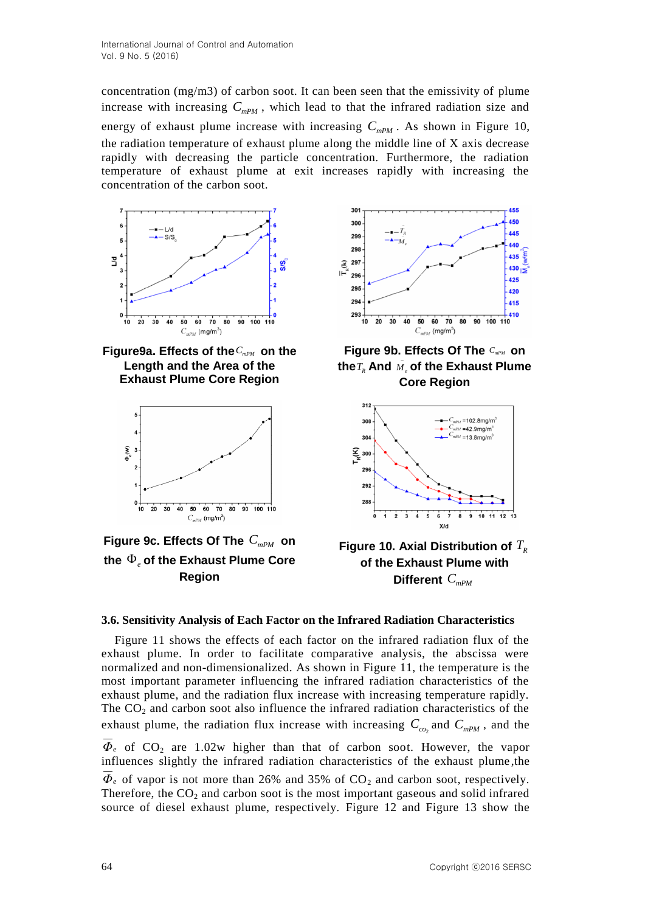concentration (mg/m3) of carbon soot. It can been seen that the emissivity of plume increase with increasing $C_{mPM}$, which lead to that the infrared radiation size and energy of exhaust plume increase with increasing $C_{mPM}$. As shown in Figure 10, the radiation temperature of exhaust plume along the middle line of X axis decrease rapidly with decreasing the particle concentration. Furthermore, the radiation temperature of exhaust plume at exit increases rapidly with increasing the concentration of the carbon soot.

**Figure9a. Effects of the $C_{mPM}$ on the Length and the Area of the Exhaust Plume Core Region**

**Figure 9b. Effects Of The $C_{mPM}$ on the $\bar{T}_R$ And $\bar{M}_e$ of the Exhaust Plume Core Region**

**Figure 9c. Effects Of The $C_{mPM}$ on the $\Phi_e$ of the Exhaust Plume Core Region**

**Figure 10. Axial Distribution of $T_R$ of the Exhaust Plume with Different $C_{mPM}$**

### 3.6. Sensitivity Analysis of Each Factor on the Infrared Radiation Characteristics

Figure 11 shows the effects of each factor on the infrared radiation flux of the exhaust plume. In order to facilitate comparative analysis, the abscissa were normalized and non-dimensionalized. As shown in Figure 11, the temperature is the most important parameter influencing the infrared radiation characteristics of the exhaust plume, and the radiation flux increase with increasing temperature rapidly. The $CO_2$ and carbon soot also influence the infrared radiation characteristics of the exhaust plume, the radiation flux increase with increasing $C_{co_2}$ and $C_{mPM}$, and the $\overline{\Phi}_e$ of $CO_2$ are 1.02w higher than that of carbon soot. However, the vapor influences slightly the infrared radiation characteristics of the exhaust plume,the $\overline{\Phi}_e$ of vapor is not more than 26% and 35% of $CO_2$ and carbon soot, respectively. Therefore, the $CO_2$ and carbon soot is the most important gaseous and solid infrared source of diesel exhaust plume, respectively. Figure 12 and Figure 13 show the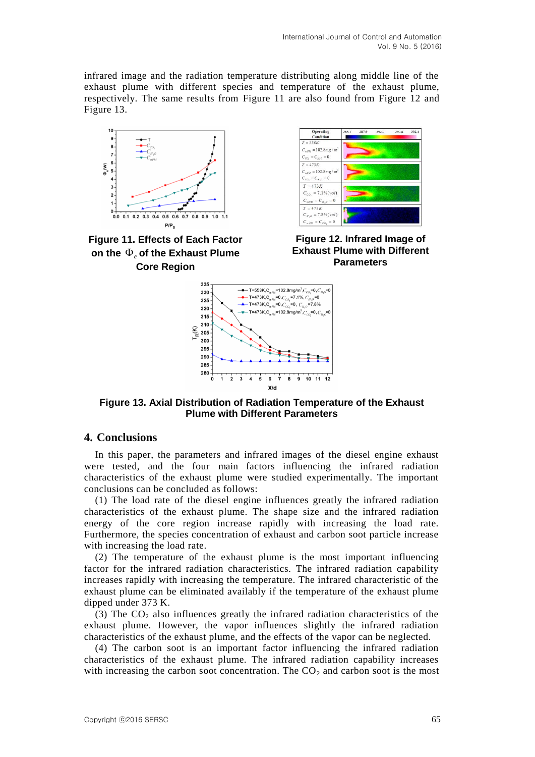infrared image and the radiation temperature distributing along middle line of the exhaust plume with different species and temperature of the exhaust plume, respectively. The same results from Figure 11 are also found from Figure 12 and Figure 13.

**Figure 11. Effects of Each Factor on the $\Phi_e$ of the Exhaust Plume Core Region**

**Figure 12. Infrared Image of Exhaust Plume with Different Parameters**

**Figure 13. Axial Distribution of Radiation Temperature of the Exhaust Plume with Different Parameters**

## 4. Conclusions

In this paper, the parameters and infrared images of the diesel engine exhaust were tested, and the four main factors influencing the infrared radiation characteristics of the exhaust plume were studied experimentally. The important conclusions can be concluded as follows:

(1) The load rate of the diesel engine influences greatly the infrared radiation characteristics of the exhaust plume. The shape size and the infrared radiation energy of the core region increase rapidly with increasing the load rate. Furthermore, the species concentration of exhaust and carbon soot particle increase with increasing the load rate.

(2) The temperature of the exhaust plume is the most important influencing factor for the infrared radiation characteristics. The infrared radiation capability increases rapidly with increasing the temperature. The infrared characteristic of the exhaust plume can be eliminated availably if the temperature of the exhaust plume dipped under 373 K.

(3) The $CO_2$ also influences greatly the infrared radiation characteristics of the exhaust plume. However, the vapor influences slightly the infrared radiation characteristics of the exhaust plume, and the effects of the vapor can be neglected.

(4) The carbon soot is an important factor influencing the infrared radiation characteristics of the exhaust plume. The infrared radiation capability increases with increasing the carbon soot concentration. The $CO_2$ and carbon soot is the most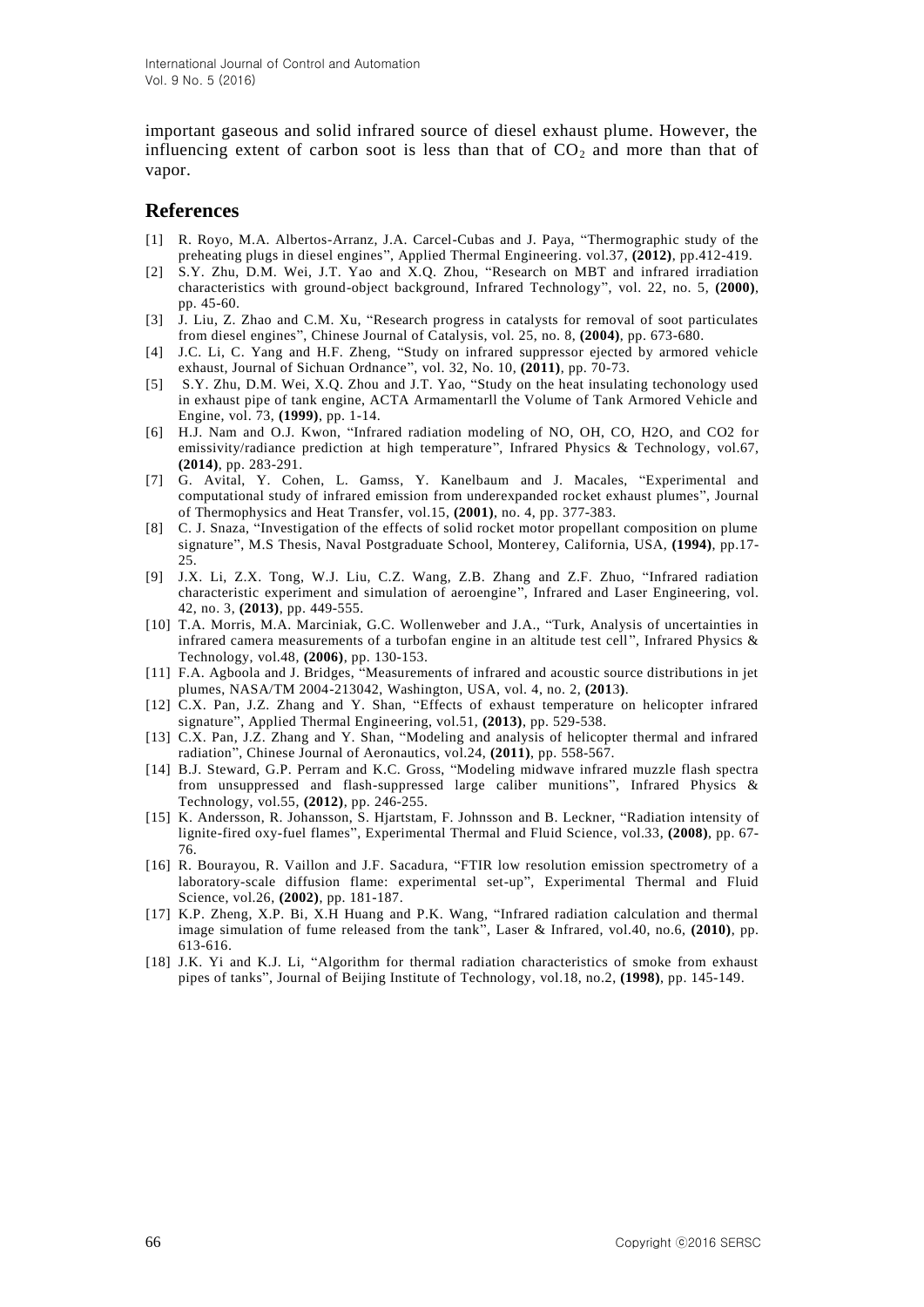important gaseous and solid infrared source of diesel exhaust plume. However, the influencing extent of carbon soot is less than that of $CO_2$ and more than that of vapor.

## References

[1] R. Royo, M.A. Albertos-Arranz, J.A. Carcel-Cubas and J. Paya, "Thermographic study of the preheating plugs in diesel engines", Applied Thermal Engineering. vol.37, **(2012)**, pp.412-419.

[2] S.Y. Zhu, D.M. Wei, J.T. Yao and X.Q. Zhou, "Research on MBT and infrared irradiation characteristics with ground-object background, Infrared Technology", vol. 22, no. 5, **(2000)**, pp. 45-60.

[3] J. Liu, Z. Zhao and C.M. Xu, "Research progress in catalysts for removal of soot particulates from diesel engines", Chinese Journal of Catalysis, vol. 25, no. 8, **(2004)**, pp. 673-680.

[4] J.C. Li, C. Yang and H.F. Zheng, "Study on infrared suppressor ejected by armored vehicle exhaust, Journal of Sichuan Ordnance", vol. 32, No. 10, **(2011)**, pp. 70-73.

[5] S.Y. Zhu, D.M. Wei, X.Q. Zhou and J.T. Yao, "Study on the heat insulating techonology used in exhaust pipe of tank engine, ACTA Armamentarll the Volume of Tank Armored Vehicle and Engine, vol. 73, **(1999)**, pp. 1-14.

[6] H.J. Nam and O.J. Kwon, "Infrared radiation modeling of NO, OH, CO, H2O, and CO2 for emissivity/radiance prediction at high temperature", Infrared Physics & Technology, vol.67, **(2014)**, pp. 283-291.

[7] G. Avital, Y. Cohen, L. Gamss, Y. Kanelbaum and J. Macales, "Experimental and computational study of infrared emission from underexpanded rocket exhaust plumes", Journal of Thermophysics and Heat Transfer, vol.15, **(2001)**, no. 4, pp. 377-383.

[8] C. J. Snaza, "Investigation of the effects of solid rocket motor propellant composition on plume signature", M.S Thesis, Naval Postgraduate School, Monterey, California, USA, **(1994)**, pp.17-25.

[9] J.X. Li, Z.X. Tong, W.J. Liu, C.Z. Wang, Z.B. Zhang and Z.F. Zhuo, "Infrared radiation characteristic experiment and simulation of aeroengine", Infrared and Laser Engineering, vol. 42, no. 3, **(2013)**, pp. 449-555.

[10] T.A. Morris, M.A. Marciniak, G.C. Wollenweber and J.A., "Turk, Analysis of uncertainties in infrared camera measurements of a turbofan engine in an altitude test cell", Infrared Physics & Technology, vol.48, **(2006)**, pp. 130-153.

[11] F.A. Agboola and J. Bridges, "Measurements of infrared and acoustic source distributions in jet plumes, NASA/TM 2004-213042, Washington, USA, vol. 4, no. 2, **(2013)**.

[12] C.X. Pan, J.Z. Zhang and Y. Shan, "Effects of exhaust temperature on helicopter infrared signature", Applied Thermal Engineering, vol.51, **(2013)**, pp. 529-538.

[13] C.X. Pan, J.Z. Zhang and Y. Shan, "Modeling and analysis of helicopter thermal and infrared radiation", Chinese Journal of Aeronautics, vol.24, **(2011)**, pp. 558-567.

[14] B.J. Steward, G.P. Perram and K.C. Gross, "Modeling midwave infrared muzzle flash spectra from unsuppressed and flash-suppressed large caliber munitions", Infrared Physics & Technology, vol.55, **(2012)**, pp. 246-255.

[15] K. Andersson, R. Johansson, S. Hjartstam, F. Johnsson and B. Leckner, "Radiation intensity of lignite-fired oxy-fuel flames", Experimental Thermal and Fluid Science, vol.33, **(2008)**, pp. 67-76.

[16] R. Bourayou, R. Vaillon and J.F. Sacadura, "FTIR low resolution emission spectrometry of a laboratory-scale diffusion flame: experimental set-up", Experimental Thermal and Fluid Science, vol.26, **(2002)**, pp. 181-187.

[17] K.P. Zheng, X.P. Bi, X.H Huang and P.K. Wang, "Infrared radiation calculation and thermal image simulation of fume released from the tank", Laser & Infrared, vol.40, no.6, **(2010)**, pp. 613-616.

[18] J.K. Yi and K.J. Li, "Algorithm for thermal radiation characteristics of smoke from exhaust pipes of tanks", Journal of Beijing Institute of Technology, vol.18, no.2, **(1998)**, pp. 145-149.